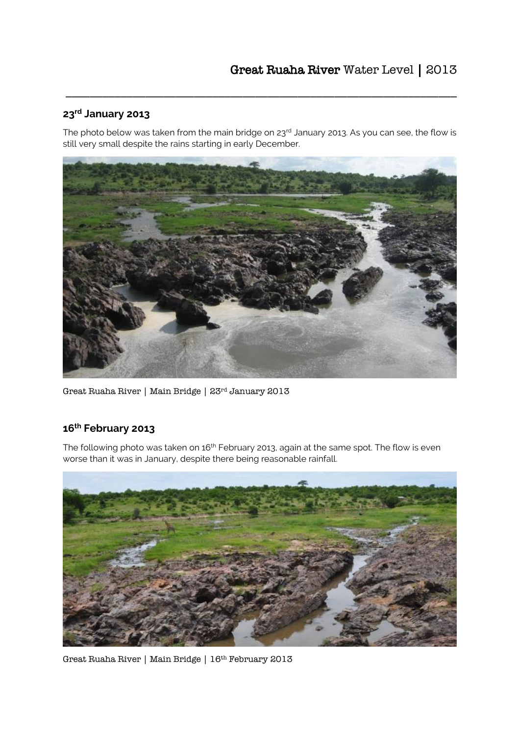# Great Ruaha River Water Level | 2013

## 23rd January 2013

The photo below was taken from the main bridge on 23rd January 2013. As you can see, the flow is still very small despite the rains starting in early December.

Great Ruaha River | Main Bridge | 23rd January 2013

## 16th February 2013

The following photo was taken on 16th February 2013, again at the same spot. The flow is even worse than it was in January, despite there being reasonable rainfall.

Great Ruaha River | Main Bridge | 16th February 2013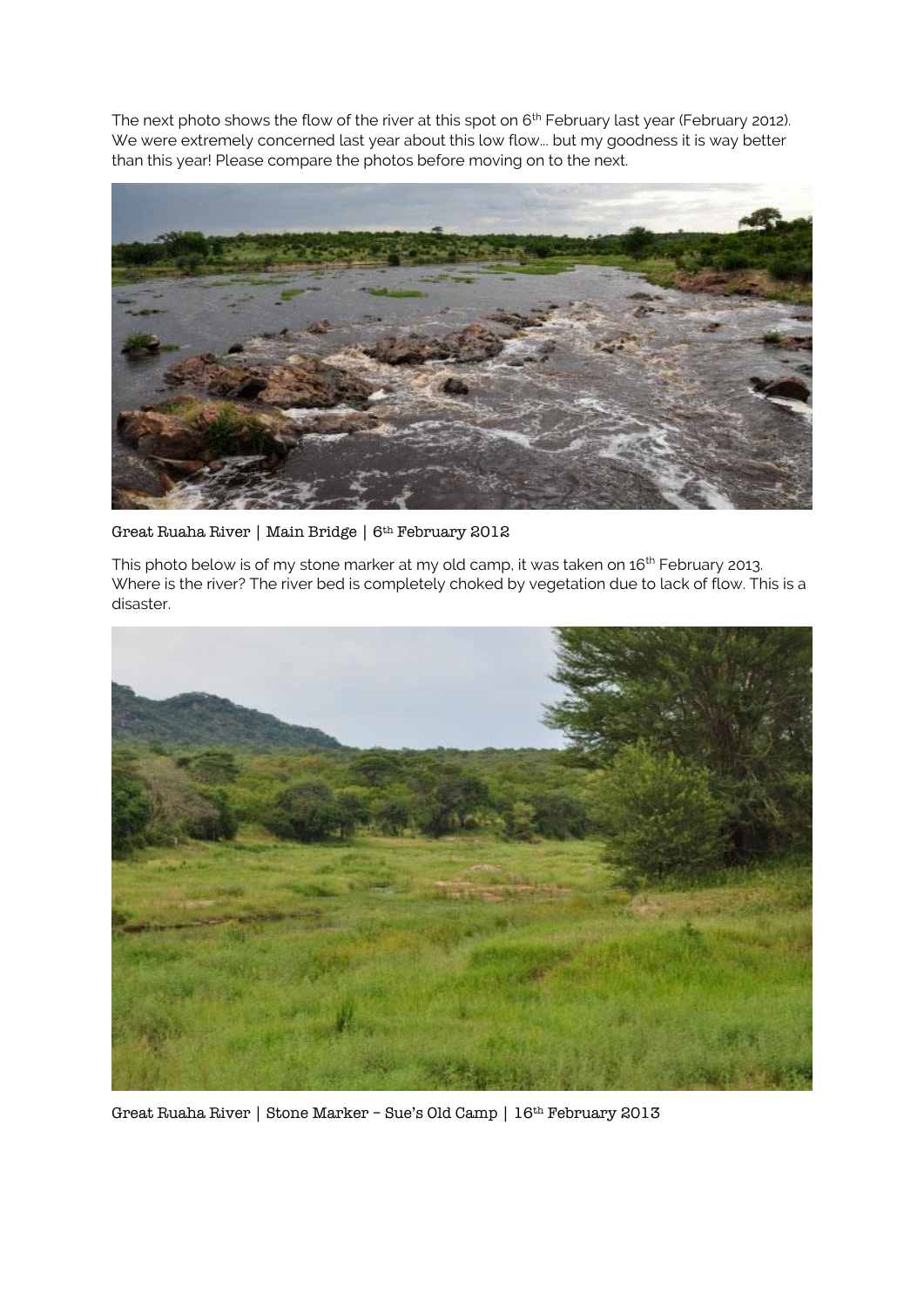The next photo shows the flow of the river at this spot on 6th February last year (February 2012). We were extremely concerned last year about this low flow… but my goodness it is way better than this year! Please compare the photos before moving on to the next.

Great Ruaha River | Main Bridge | 6th February 2012

This photo below is of my stone marker at my old camp, it was taken on 16th February 2013. Where is the river? The river bed is completely choked by vegetation due to lack of flow. This is a disaster.

Great Ruaha River | Stone Marker – Sue's Old Camp | 16th February 2013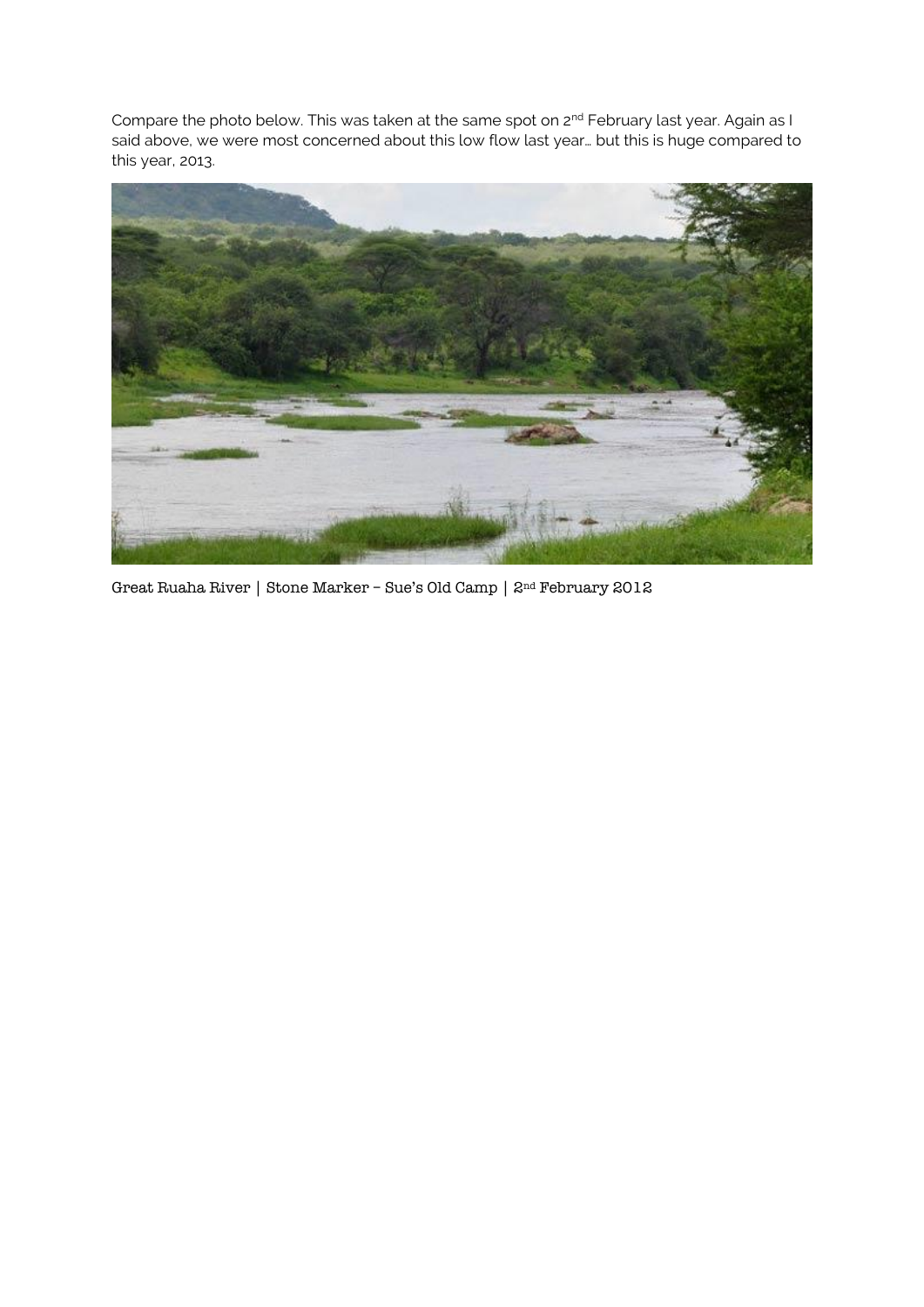Compare the photo below. This was taken at the same spot on 2nd February last year. Again as I said above, we were most concerned about this low flow last year… but this is huge compared to this year, 2013.

Great Ruaha River | Stone Marker – Sue's Old Camp | 2nd February 2012